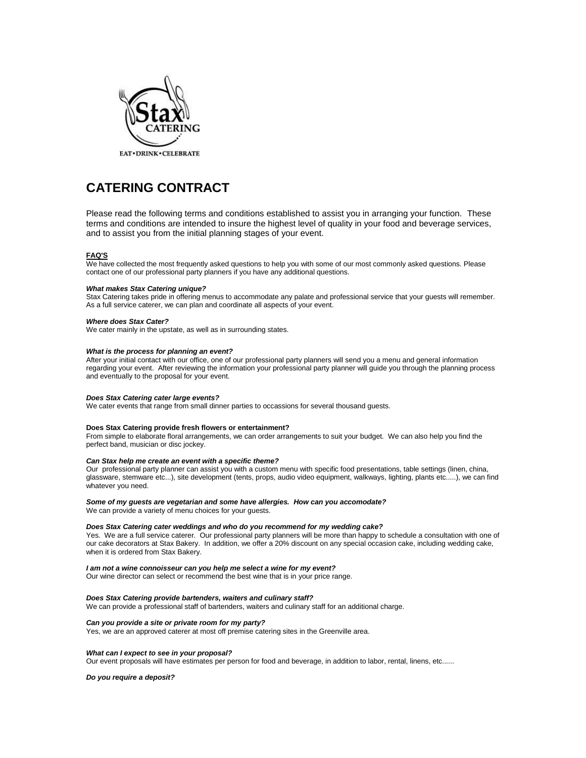# CATERING CONTRACT

Please read the following terms and conditions established to assist you in arranging your function. These terms and conditions are intended to insure the highest level of quality in your food and beverage services, and to assist you from the initial planning stages of your event.

## FAQ'S

We have collected the most frequently asked questions to help you with some of our most commonly asked questions. Please contact one of our professional party planners if you have any additional questions.

***What makes Stax Catering unique?***
Stax Catering takes pride in offering menus to accommodate any palate and professional service that your guests will remember. As a full service caterer, we can plan and coordinate all aspects of your event.

***Where does Stax Cater?***
We cater mainly in the upstate, as well as in surrounding states.

***What is the process for planning an event?***
After your initial contact with our office, one of our professional party planners will send you a menu and general information regarding your event. After reviewing the information your professional party planner will guide you through the planning process and eventually to the proposal for your event.

***Does Stax Catering cater large events?***
We cater events that range from small dinner parties to occassions for several thousand guests.

**Does Stax Catering provide fresh flowers or entertainment?**
From simple to elaborate floral arrangements, we can order arrangements to suit your budget. We can also help you find the perfect band, musician or disc jockey.

***Can Stax help me create an event with a specific theme?***
Our professional party planner can assist you with a custom menu with specific food presentations, table settings (linen, china, glassware, stemware etc...), site development (tents, props, audio video equipment, walkways, lighting, plants etc.....), we can find whatever you need.

***Some of my guests are vegetarian and some have allergies. How can you accomodate?***
We can provide a variety of menu choices for your guests.

***Does Stax Catering cater weddings and who do you recommend for my wedding cake?***
Yes. We are a full service caterer. Our professional party planners will be more than happy to schedule a consultation with one of our cake decorators at Stax Bakery. In addition, we offer a 20% discount on any special occasion cake, including wedding cake, when it is ordered from Stax Bakery.

***I am not a wine connoisseur can you help me select a wine for my event?***
Our wine director can select or recommend the best wine that is in your price range.

***Does Stax Catering provide bartenders, waiters and culinary staff?***
We can provide a professional staff of bartenders, waiters and culinary staff for an additional charge.

***Can you provide a site or private room for my party?***
Yes, we are an approved caterer at most off premise catering sites in the Greenville area.

***What can I expect to see in your proposal?***
Our event proposals will have estimates per person for food and beverage, in addition to labor, rental, linens, etc......

***Do you require a deposit?***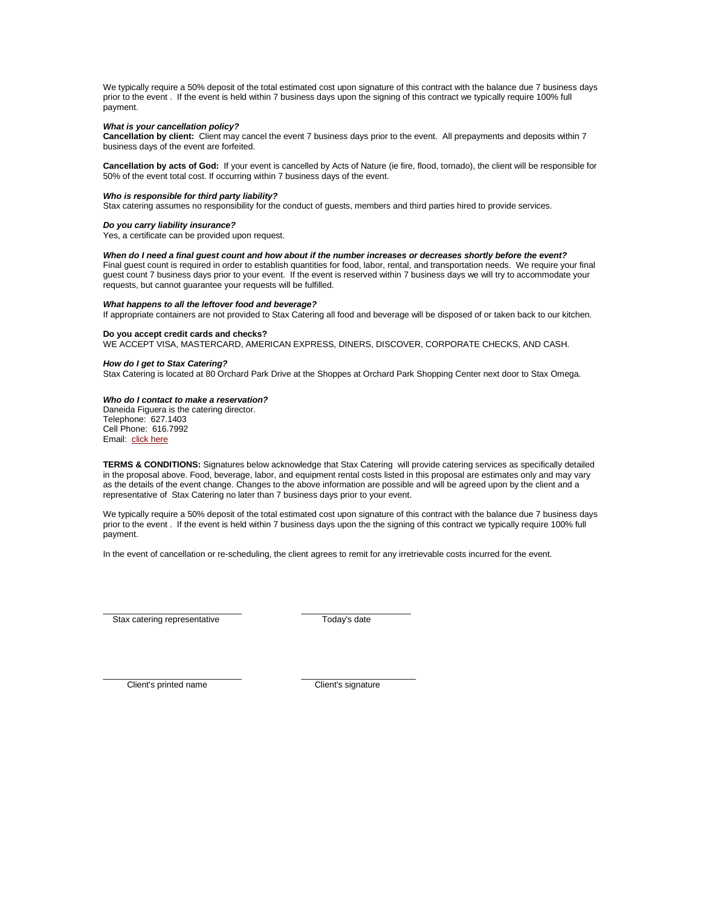We typically require a 50% deposit of the total estimated cost upon signature of this contract with the balance due 7 business days prior to the event . If the event is held within 7 business days upon the signing of this contract we typically require 100% full payment.

***What is your cancellation policy?***

**Cancellation by client:** Client may cancel the event 7 business days prior to the event. All prepayments and deposits within 7 business days of the event are forfeited.

**Cancellation by acts of God:** If your event is cancelled by Acts of Nature (ie fire, flood, tornado), the client will be responsible for 50% of the event total cost. If occurring within 7 business days of the event.

***Who is responsible for third party liability?***

Stax catering assumes no responsibility for the conduct of guests, members and third parties hired to provide services.

***Do you carry liability insurance?***

Yes, a certificate can be provided upon request.

***When do I need a final guest count and how about if the number increases or decreases shortly before the event?***

Final guest count is required in order to establish quantities for food, labor, rental, and transportation needs. We require your final guest count 7 business days prior to your event. If the event is reserved within 7 business days we will try to accommodate your requests, but cannot guarantee your requests will be fulfilled.

***What happens to all the leftover food and beverage?***

If appropriate containers are not provided to Stax Catering all food and beverage will be disposed of or taken back to our kitchen.

**Do you accept credit cards and checks?**

WE ACCEPT VISA, MASTERCARD, AMERICAN EXPRESS, DINERS, DISCOVER, CORPORATE CHECKS, AND CASH.

***How do I get to Stax Catering?***

Stax Catering is located at 80 Orchard Park Drive at the Shoppes at Orchard Park Shopping Center next door to Stax Omega.

***Who do I contact to make a reservation?***

Daneida Figuera is the catering director.
Telephone: 627.1403
Cell Phone: 616.7992
Email: click here

**TERMS & CONDITIONS:** Signatures below acknowledge that Stax Catering will provide catering services as specifically detailed in the proposal above. Food, beverage, labor, and equipment rental costs listed in this proposal are estimates only and may vary as the details of the event change. Changes to the above information are possible and will be agreed upon by the client and a representative of Stax Catering no later than 7 business days prior to your event.

We typically require a 50% deposit of the total estimated cost upon signature of this contract with the balance due 7 business days prior to the event . If the event is held within 7 business days upon the the signing of this contract we typically require 100% full payment.

In the event of cancellation or re-scheduling, the client agrees to remit for any irretrievable costs incurred for the event.

_____________________________ &nbsp;&nbsp;&nbsp;&nbsp; _______________________

Stax catering representative &nbsp;&nbsp;&nbsp;&nbsp; Today's date

_____________________________ &nbsp;&nbsp;&nbsp;&nbsp; _______________________

Client's printed name &nbsp;&nbsp;&nbsp;&nbsp; Client's signature